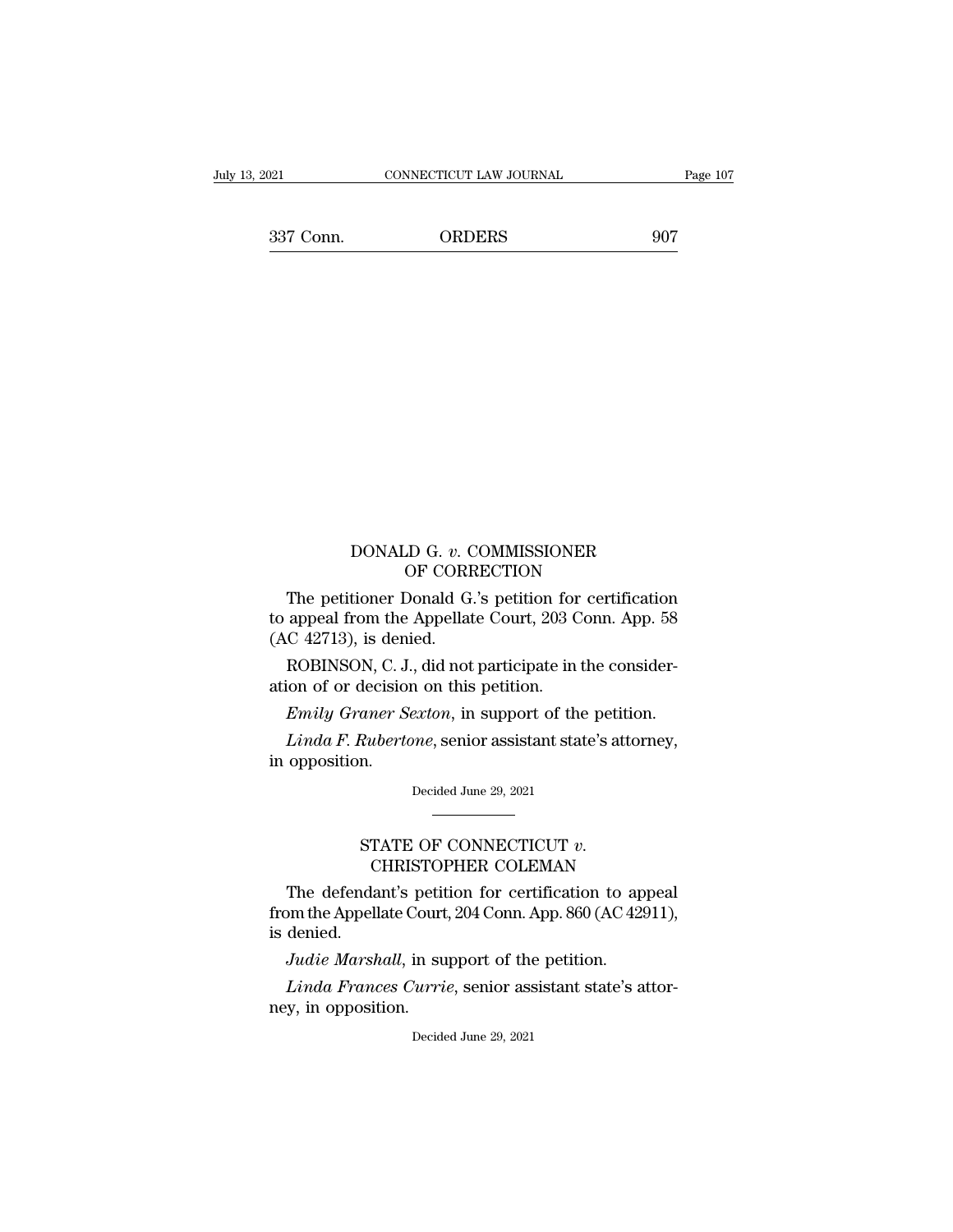## DONALD G. *v.* COMMISSIONER OF CORRECTION

The petitioner Donald G.'s petition for certification to appeal from the Appellate Court, 203 Conn. App. 58 (AC 42713), is denied.

ROBINSON, C. J., did not participate in the consideration of or decision on this petition.

*Emily Graner Sexton*, in support of the petition.

*Linda F. Rubertone*, senior assistant state's attorney, in opposition.

Decided June 29, 2021

---

## STATE OF CONNECTICUT *v.* CHRISTOPHER COLEMAN

The defendant's petition for certification to appeal from the Appellate Court, 204 Conn. App. 860 (AC 42911), is denied.

*Judie Marshall*, in support of the petition.

*Linda Frances Currie*, senior assistant state's attorney, in opposition.

Decided June 29, 2021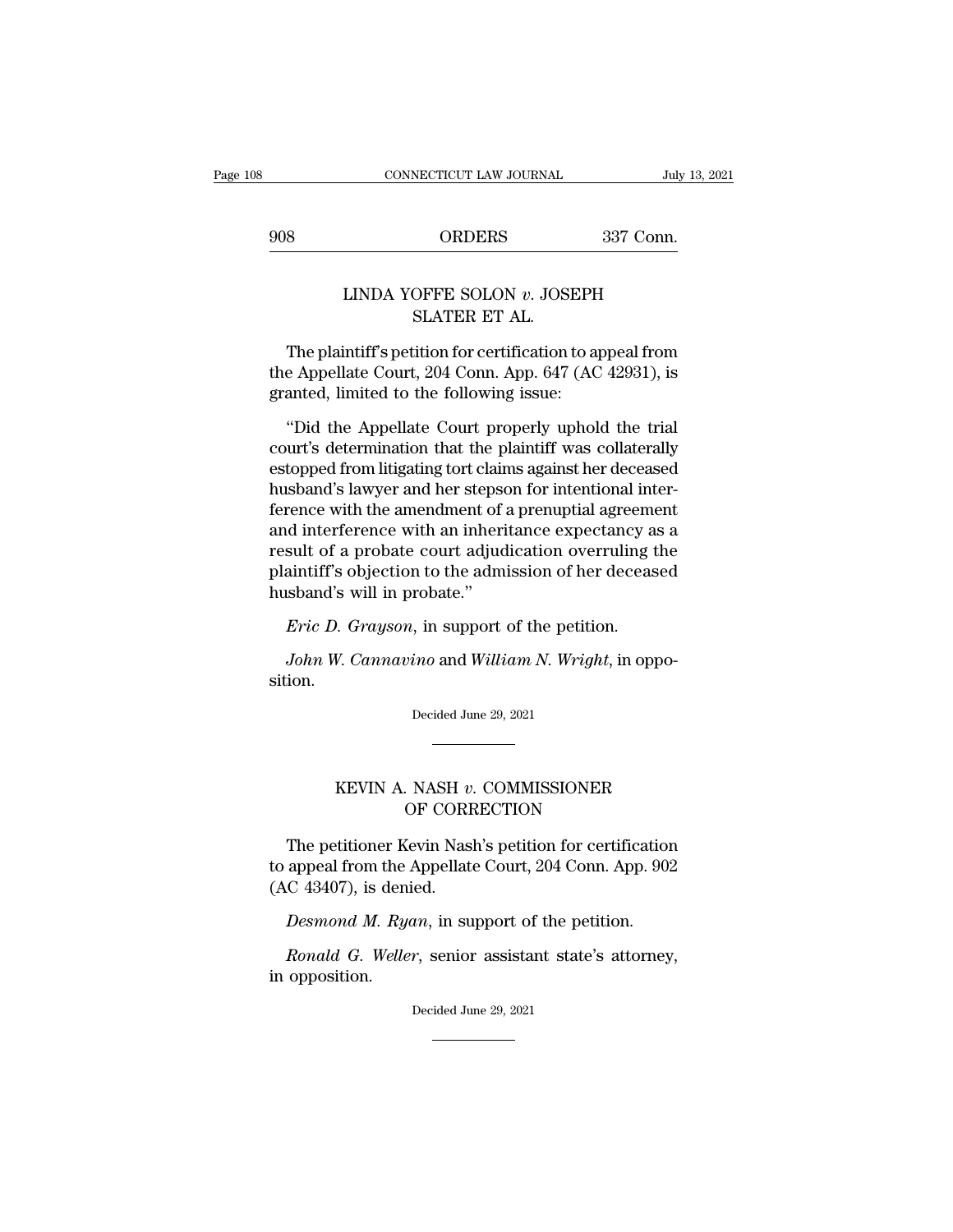## LINDA YOFFE SOLON *v.* JOSEPH SLATER ET AL.

The plaintiff's petition for certification to appeal from the Appellate Court, 204 Conn. App. 647 (AC 42931), is granted, limited to the following issue:

"Did the Appellate Court properly uphold the trial court's determination that the plaintiff was collaterally estopped from litigating tort claims against her deceased husband's lawyer and her stepson for intentional interference with the amendment of a prenuptial agreement and interference with an inheritance expectancy as a result of a probate court adjudication overruling the plaintiff's objection to the admission of her deceased husband's will in probate."

*Eric D. Grayson*, in support of the petition.

*John W. Cannavino* and *William N. Wright*, in opposition.

Decided June 29, 2021

---

## KEVIN A. NASH *v.* COMMISSIONER OF CORRECTION

The petitioner Kevin Nash's petition for certification to appeal from the Appellate Court, 204 Conn. App. 902 (AC 43407), is denied.

*Desmond M. Ryan*, in support of the petition.

*Ronald G. Weller*, senior assistant state's attorney, in opposition.

Decided June 29, 2021

---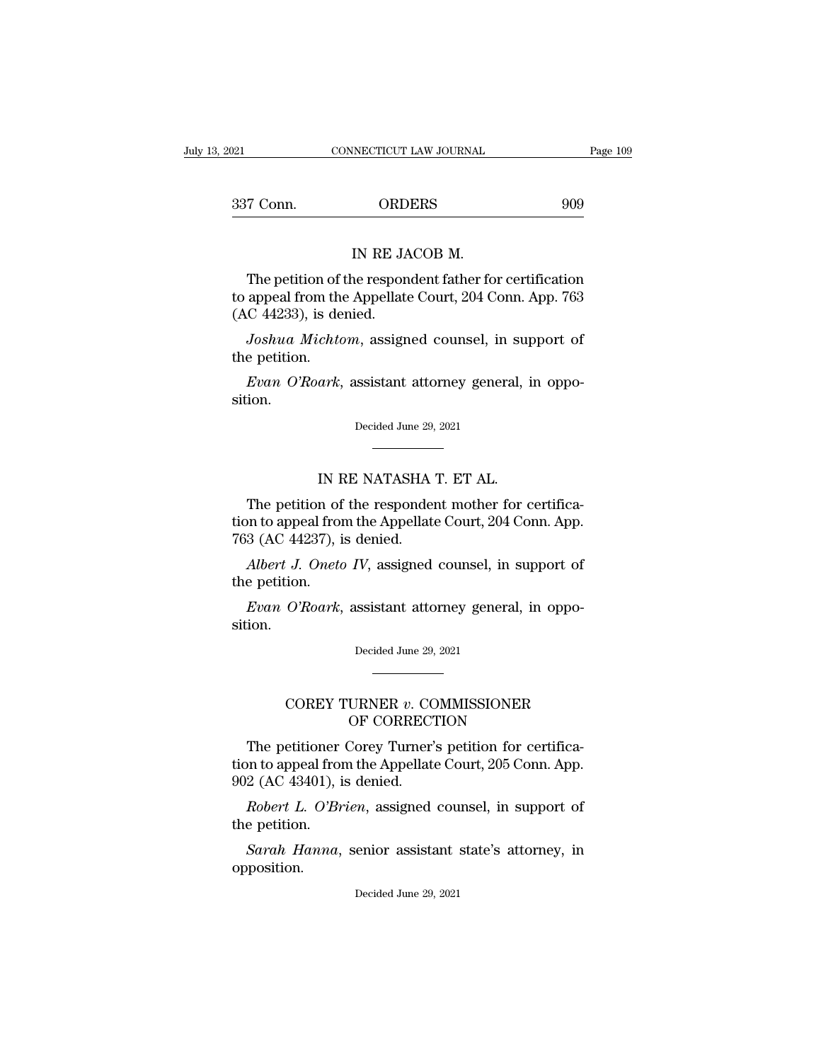## IN RE JACOB M.

The petition of the respondent father for certification to appeal from the Appellate Court, 204 Conn. App. 763 (AC 44233), is denied.

*Joshua Michtom*, assigned counsel, in support of the petition.

*Evan O'Roark*, assistant attorney general, in opposition.

Decided June 29, 2021

## IN RE NATASHA T. ET AL.

The petition of the respondent mother for certification to appeal from the Appellate Court, 204 Conn. App. 763 (AC 44237), is denied.

*Albert J. Oneto IV*, assigned counsel, in support of the petition.

*Evan O'Roark*, assistant attorney general, in opposition.

Decided June 29, 2021

## COREY TURNER *v.* COMMISSIONER OF CORRECTION

The petitioner Corey Turner's petition for certification to appeal from the Appellate Court, 205 Conn. App. 902 (AC 43401), is denied.

*Robert L. O'Brien*, assigned counsel, in support of the petition.

*Sarah Hanna*, senior assistant state's attorney, in opposition.

Decided June 29, 2021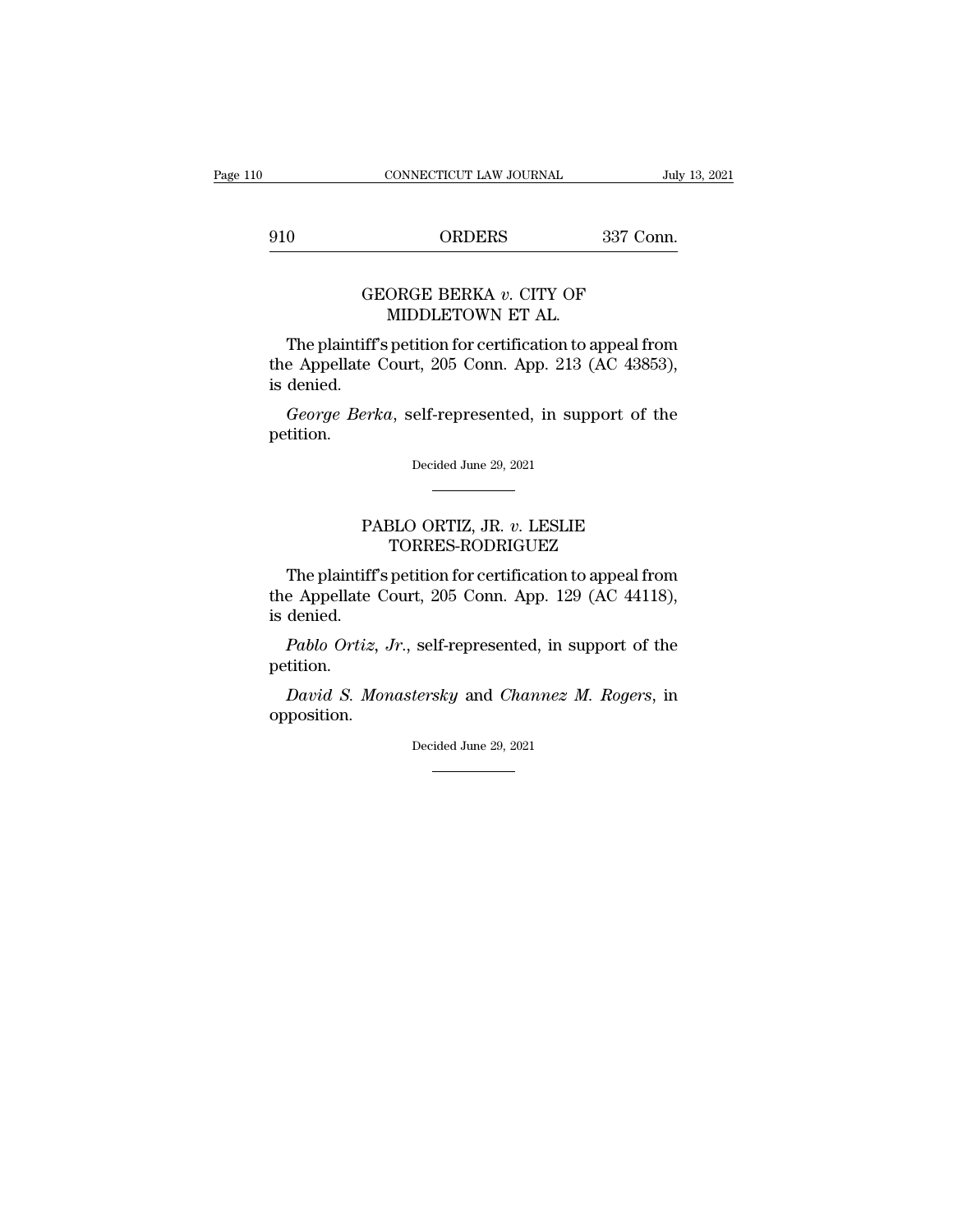## GEORGE BERKA *v.* CITY OF MIDDLETOWN ET AL.

The plaintiff's petition for certification to appeal from the Appellate Court, 205 Conn. App. 213 (AC 43853), is denied.

*George Berka*, self-represented, in support of the petition.

Decided June 29, 2021

---

## PABLO ORTIZ, JR. *v.* LESLIE TORRES-RODRIGUEZ

The plaintiff's petition for certification to appeal from the Appellate Court, 205 Conn. App. 129 (AC 44118), is denied.

*Pablo Ortiz*, *Jr.*, self-represented, in support of the petition.

*David S. Monastersky* and *Channez M. Rogers*, in opposition.

Decided June 29, 2021

---